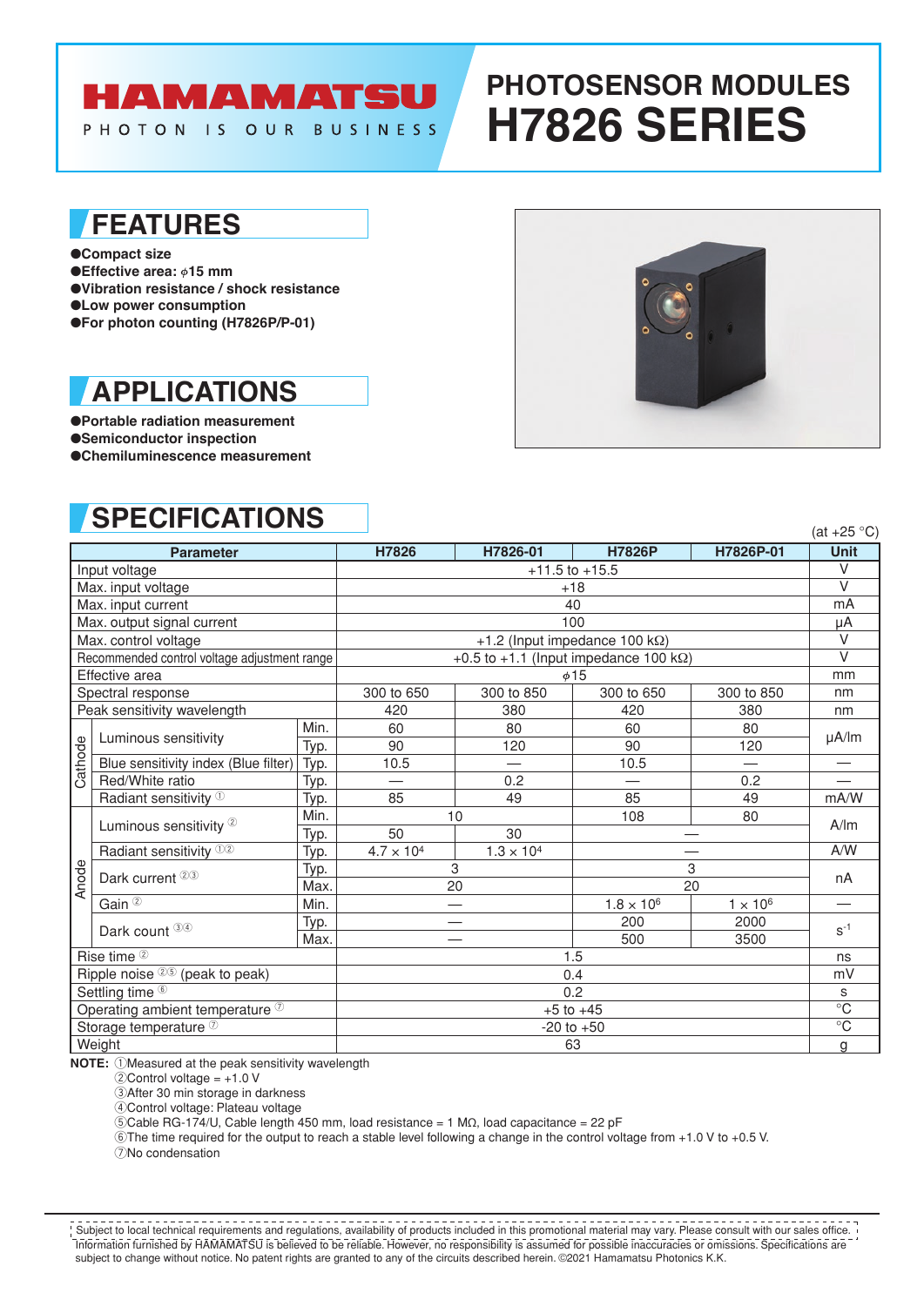# HAMAMATSU

PHOTON IS OUR BUSINESS

# PHOTOSENSOR MODULES H7826 SERIES

## FEATURES

- Compact size
- Effective area: ϕ15 mm
- Vibration resistance / shock resistance
- Low power consumption
- For photon counting (H7826P/P-01)

## APPLICATIONS

- Portable radiation measurement
- Semiconductor inspection
- Chemiluminescence measurement

## SPECIFICATIONS

(at +25 °C)

| Parameter | | | H7826 | H7826-01 | H7826P | H7826P-01 | Unit |
|---|---|---|---|---|---|---|---|
| Input voltage | | | +11.5 to +15.5 | | | | V |
| Max. input voltage | | | +18 | | | | V |
| Max. input current | | | 40 | | | | mA |
| Max. output signal current | | | 100 | | | | μA |
| Max. control voltage | | | +1.2 (Input impedance 100 kΩ) | | | | V |
| Recommended control voltage adjustment range | | | +0.5 to +1.1 (Input impedance 100 kΩ) | | | | V |
| Effective area | | | ϕ15 | | | | mm |
| Spectral response | | | 300 to 650 | 300 to 850 | 300 to 650 | 300 to 850 | nm |
| Peak sensitivity wavelength | | | 420 | 380 | 420 | 380 | nm |
| Cathode | Luminous sensitivity | Min. | 60 | 80 | 60 | 80 | μA/lm |
| | | Typ. | 90 | 120 | 90 | 120 | |
| | Blue sensitivity index (Blue filter) | Typ. | 10.5 | — | 10.5 | — | — |
| | Red/White ratio | Typ. | — | 0.2 | — | 0.2 | — |
| | Radiant sensitivity ① | Typ. | 85 | 49 | 85 | 49 | mA/W |
| Anode | Luminous sensitivity ② | Min. | 10 | | 108 | 80 | A/lm |
| | | Typ. | 50 | 30 | — | | |
| | Radiant sensitivity ①② | Typ. | $4.7 \times 10^4$ | $1.3 \times 10^4$ | — | | A/W |
| | Dark current ②③ | Typ. | 3 | | 3 | | nA |
| | | Max. | 20 | | 20 | | |
| | Gain ② | Min. | — | | $1.8 \times 10^6$ | $1 \times 10^6$ | — |
| | Dark count ③④ | Typ. | — | | 200 | 2000 | $s^{-1}$ |
| | | Max. | — | | 500 | 3500 | |
| Rise time ② | | | 1.5 | | | | ns |
| Ripple noise ②⑤ (peak to peak) | | | 0.4 | | | | mV |
| Settling time ⑥ | | | 0.2 | | | | s |
| Operating ambient temperature ⑦ | | | +5 to +45 | | | | °C |
| Storage temperature ⑦ | | | -20 to +50 | | | | °C |
| Weight | | | 63 | | | | g |

**NOTE:** ①Measured at the peak sensitivity wavelength
②Control voltage = +1.0 V
③After 30 min storage in darkness
④Control voltage: Plateau voltage
⑤Cable RG-174/U, Cable length 450 mm, load resistance = 1 MΩ, load capacitance = 22 pF
⑥The time required for the output to reach a stable level following a change in the control voltage from +1.0 V to +0.5 V.
⑦No condensation

Subject to local technical requirements and regulations, availability of products included in this promotional material may vary. Please consult with our sales office. Information furnished by HAMAMATSU is believed to be reliable. However, no responsibility is assumed for possible inaccuracies or omissions. Specifications are subject to change without notice. No patent rights are granted to any of the circuits described herein. ©2021 Hamamatsu Photonics K.K.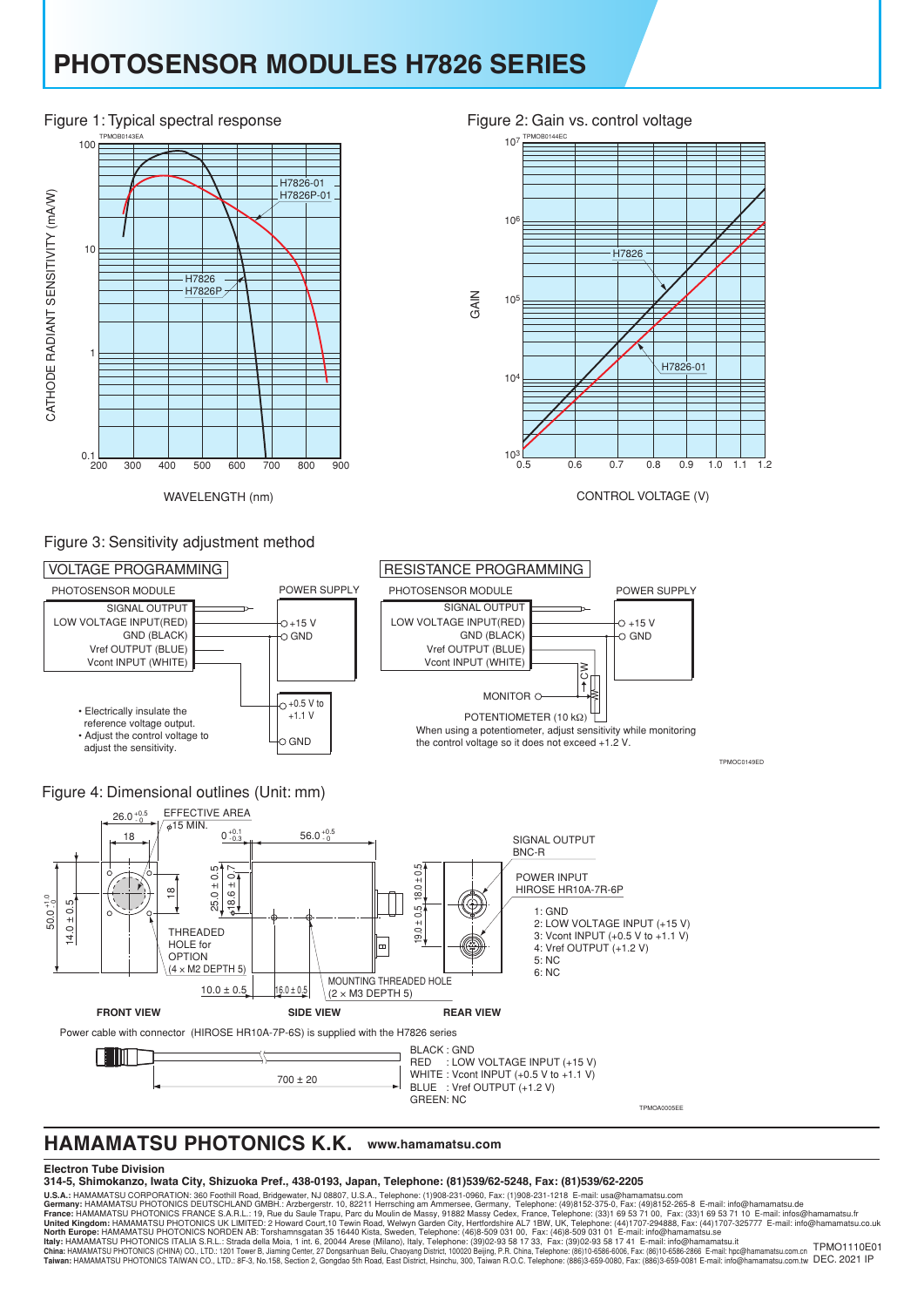# PHOTOSENSOR MODULES H7826 SERIES

## Figure 1: Typical spectral response

TPMOB0143EA

CATHODE RADIANT SENSITIVITY (mA/W)

100
10
1
0.1

200 300 400 500 600 700 800 900

WAVELENGTH (nm)

H7826-01
H7826P-01

H7826
H7826P

## Figure 2: Gain vs. control voltage

TPMOB0144EC

GAIN

$10^7$
$10^6$
$10^5$
$10^4$
$10^3$

0.5 0.6 0.7 0.8 0.9 1.0 1.1 1.2

CONTROL VOLTAGE (V)

H7826

H7826-01

## Figure 3: Sensitivity adjustment method

**VOLTAGE PROGRAMMING**

PHOTOSENSOR MODULE

SIGNAL OUTPUT
LOW VOLTAGE INPUT(RED)
GND (BLACK)
Vref OUTPUT (BLUE)
Vcont INPUT (WHITE)

POWER SUPPLY

+15 V
GND

+0.5 V to +1.1 V
GND

- Electrically insulate the reference voltage output.
- Adjust the control voltage to adjust the sensitivity.

**RESISTANCE PROGRAMMING**

PHOTOSENSOR MODULE

SIGNAL OUTPUT
LOW VOLTAGE INPUT(RED)
GND (BLACK)
Vref OUTPUT (BLUE)
Vcont INPUT (WHITE)

POWER SUPPLY

+15 V
GND

CW

MONITOR

POTENTIOMETER (10 kΩ)

When using a potentiometer, adjust sensitivity while monitoring the control voltage so it does not exceed +1.2 V.

TPMOC0149ED

## Figure 4: Dimensional outlines (Unit: mm)

$26.0^{+0.5}_{-0}$

EFFECTIVE AREA
$\phi$15 MIN.

18

$0^{+0.1}_{-0.3}$

$56.0^{+0.5}_{-0}$

$50.0^{+1.0}_{-0}$

14.0 ± 0.5

18

25.0 ± 0.5

18.6 ± 0.7

19.0 ± 0.5

18.0 ± 0.5

THREADED HOLE for OPTION
(4 × M2 DEPTH 5)

10.0 ± 0.5

16.0 ± 0.5

MOUNTING THREADED HOLE
(2 × M3 DEPTH 5)

SIGNAL OUTPUT
BNC-R

POWER INPUT
HIROSE HR10A-7R-6P

1: GND
2: LOW VOLTAGE INPUT (+15 V)
3: Vcont INPUT (+0.5 V to +1.1 V)
4: Vref OUTPUT (+1.2 V)
5: NC
6: NC

FRONT VIEW

SIDE VIEW

REAR VIEW

Power cable with connector (HIROSE HR10A-7P-6S) is supplied with the H7826 series

700 ± 20

BLACK : GND
RED : LOW VOLTAGE INPUT (+15 V)
WHITE : Vcont INPUT (+0.5 V to +1.1 V)
BLUE : Vref OUTPUT (+1.2 V)
GREEN: NC

TPMOA0005EE

## HAMAMATSU PHOTONICS K.K. www.hamamatsu.com

**Electron Tube Division**

**314-5, Shimokanzo, Iwata City, Shizuoka Pref., 438-0193, Japan, Telephone: (81)539/62-5248, Fax: (81)539/62-2205**

**U.S.A.:** HAMAMATSU CORPORATION: 360 Foothill Road, Bridgewater, NJ 08807, U.S.A., Telephone: (1)908-231-0960, Fax: (1)908-231-1218 E-mail: usa@hamamatsu.com
**Germany:** HAMAMATSU PHOTONICS DEUTSCHLAND GMBH.: Arzbergerstr. 10, 82211 Herrsching am Ammersee, Germany, Telephone: (49)8152-375-0, Fax: (49)8152-265-8 E-mail: info@hamamatsu.de
**France:** HAMAMATSU PHOTONICS FRANCE S.A.R.L.: 19, Rue du Saule Trapu, Parc du Moulin de Massy, 91882 Massy Cedex, France, Telephone: (33)1 69 53 71 00, Fax: (33)1 69 53 71 10 E-mail: infos@hamamatsu.fr
**United Kingdom:** HAMAMATSU PHOTONICS UK LIMITED: 2 Howard Court,10 Tewin Road, Welwyn Garden City, Hertfordshire AL7 1BW, UK, Telephone: (44)1707-294888, Fax: (44)1707-325777 E-mail: info@hamamatsu.co.uk
**North Europe:** HAMAMATSU PHOTONICS NORDEN AB: Torshamnsgatan 35 16440 Kista, Sweden, Telephone: (46)8-509 031 00, Fax: (46)8-509 031 01 E-mail: info@hamamatsu.se
**Italy:** HAMAMATSU PHOTONICS ITALIA S.R.L.: Strada della Moia, 1 int. 6, 20044 Arese (Milano), Italy, Telephone: (39)02-93 58 17 33, Fax: (39)02-93 58 17 41 E-mail: info@hamamatsu.it
**China:** HAMAMATSU PHOTONICS (CHINA) CO., LTD.: 1201 Tower B, Jiaming Center, 27 Dongsanhuan Beilu, Chaoyang District, 100020 Beijing, P.R. China, Telephone: (86)10-6586-6006, Fax: (86)10-6586-2866 E-mail: hpc@hamamatsu.com.cn
**Taiwan:** HAMAMATSU PHOTONICS TAIWAN CO., LTD.: 8F-3, No.158, Section 2, Gongdao 5th Road, East District, Hsinchu, 300, Taiwan R.O.C. Telephone: (886)3-659-0080, Fax: (886)3-659-0081 E-mail: info@hamamatsu.com.tw

TPMO1110E01
DEC. 2021 IP